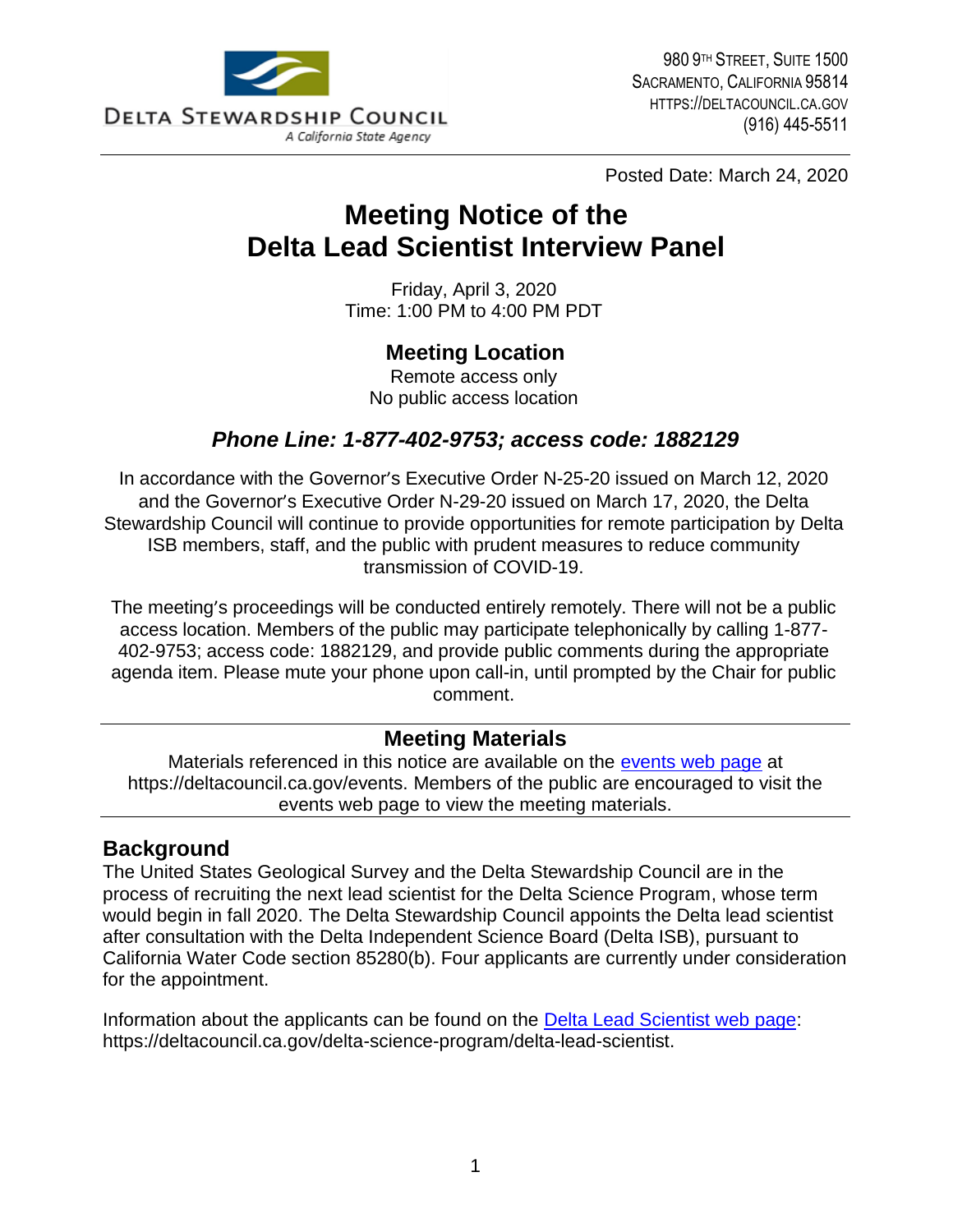DELTA STEWARDSHIP COUNCIL
*A California State Agency*

980 9TH STREET, SUITE 1500
SACRAMENTO, CALIFORNIA 95814
HTTPS://DELTACOUNCIL.CA.GOV
(916) 445-5511

Posted Date: March 24, 2020

# Meeting Notice of the Delta Lead Scientist Interview Panel

Friday, April 3, 2020
Time: 1:00 PM to 4:00 PM PDT

## Meeting Location

Remote access only
No public access location

### *Phone Line: 1-877-402-9753; access code: 1882129*

In accordance with the Governor's Executive Order N-25-20 issued on March 12, 2020 and the Governor's Executive Order N-29-20 issued on March 17, 2020, the Delta Stewardship Council will continue to provide opportunities for remote participation by Delta ISB members, staff, and the public with prudent measures to reduce community transmission of COVID-19.

The meeting's proceedings will be conducted entirely remotely. There will not be a public access location. Members of the public may participate telephonically by calling 1-877-402-9753; access code: 1882129, and provide public comments during the appropriate agenda item. Please mute your phone upon call-in, until prompted by the Chair for public comment.

## Meeting Materials

Materials referenced in this notice are available on the events web page at https://deltacouncil.ca.gov/events. Members of the public are encouraged to visit the events web page to view the meeting materials.

## Background

The United States Geological Survey and the Delta Stewardship Council are in the process of recruiting the next lead scientist for the Delta Science Program, whose term would begin in fall 2020. The Delta Stewardship Council appoints the Delta lead scientist after consultation with the Delta Independent Science Board (Delta ISB), pursuant to California Water Code section 85280(b). Four applicants are currently under consideration for the appointment.

Information about the applicants can be found on the Delta Lead Scientist web page: https://deltacouncil.ca.gov/delta-science-program/delta-lead-scientist.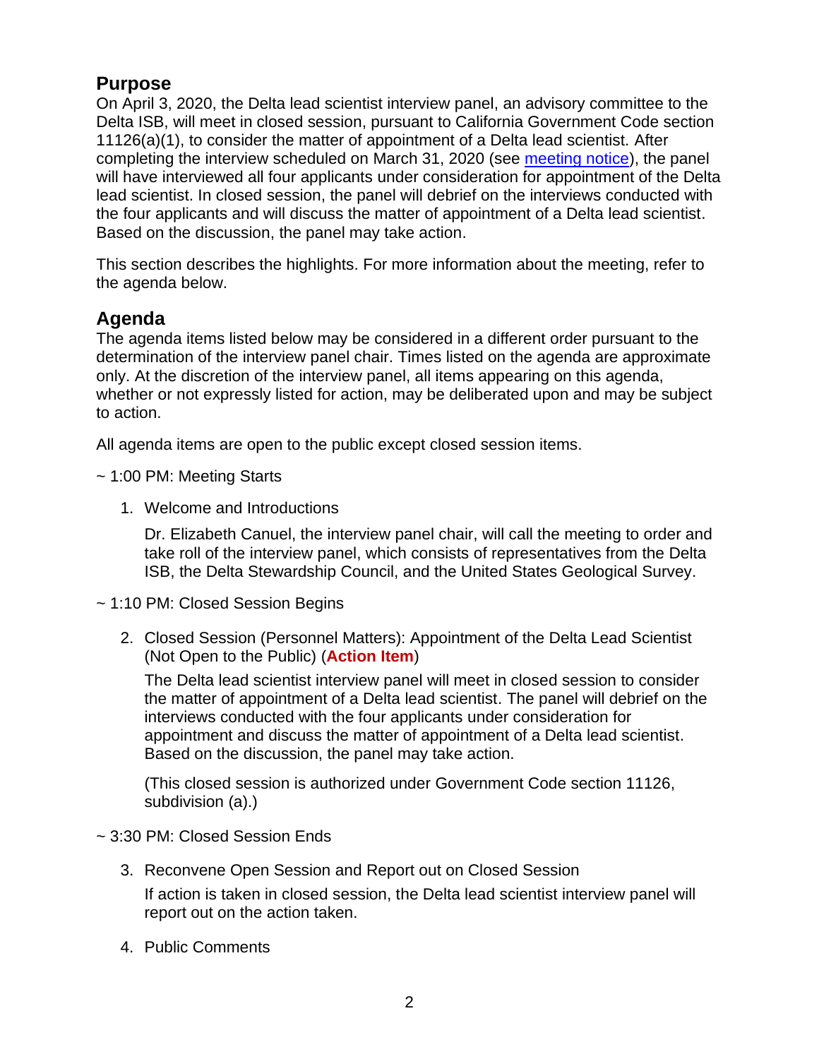## Purpose

On April 3, 2020, the Delta lead scientist interview panel, an advisory committee to the Delta ISB, will meet in closed session, pursuant to California Government Code section 11126(a)(1), to consider the matter of appointment of a Delta lead scientist. After completing the interview scheduled on March 31, 2020 (see [meeting notice]), the panel will have interviewed all four applicants under consideration for appointment of the Delta lead scientist. In closed session, the panel will debrief on the interviews conducted with the four applicants and will discuss the matter of appointment of a Delta lead scientist. Based on the discussion, the panel may take action.

This section describes the highlights. For more information about the meeting, refer to the agenda below.

## Agenda

The agenda items listed below may be considered in a different order pursuant to the determination of the interview panel chair. Times listed on the agenda are approximate only. At the discretion of the interview panel, all items appearing on this agenda, whether or not expressly listed for action, may be deliberated upon and may be subject to action.

All agenda items are open to the public except closed session items.

~ 1:00 PM: Meeting Starts

1. Welcome and Introductions

   Dr. Elizabeth Canuel, the interview panel chair, will call the meeting to order and take roll of the interview panel, which consists of representatives from the Delta ISB, the Delta Stewardship Council, and the United States Geological Survey.

~ 1:10 PM: Closed Session Begins

2. Closed Session (Personnel Matters): Appointment of the Delta Lead Scientist (Not Open to the Public) (**Action Item**)

   The Delta lead scientist interview panel will meet in closed session to consider the matter of appointment of a Delta lead scientist. The panel will debrief on the interviews conducted with the four applicants under consideration for appointment and discuss the matter of appointment of a Delta lead scientist. Based on the discussion, the panel may take action.

   (This closed session is authorized under Government Code section 11126, subdivision (a).)

~ 3:30 PM: Closed Session Ends

3. Reconvene Open Session and Report out on Closed Session

   If action is taken in closed session, the Delta lead scientist interview panel will report out on the action taken.

4. Public Comments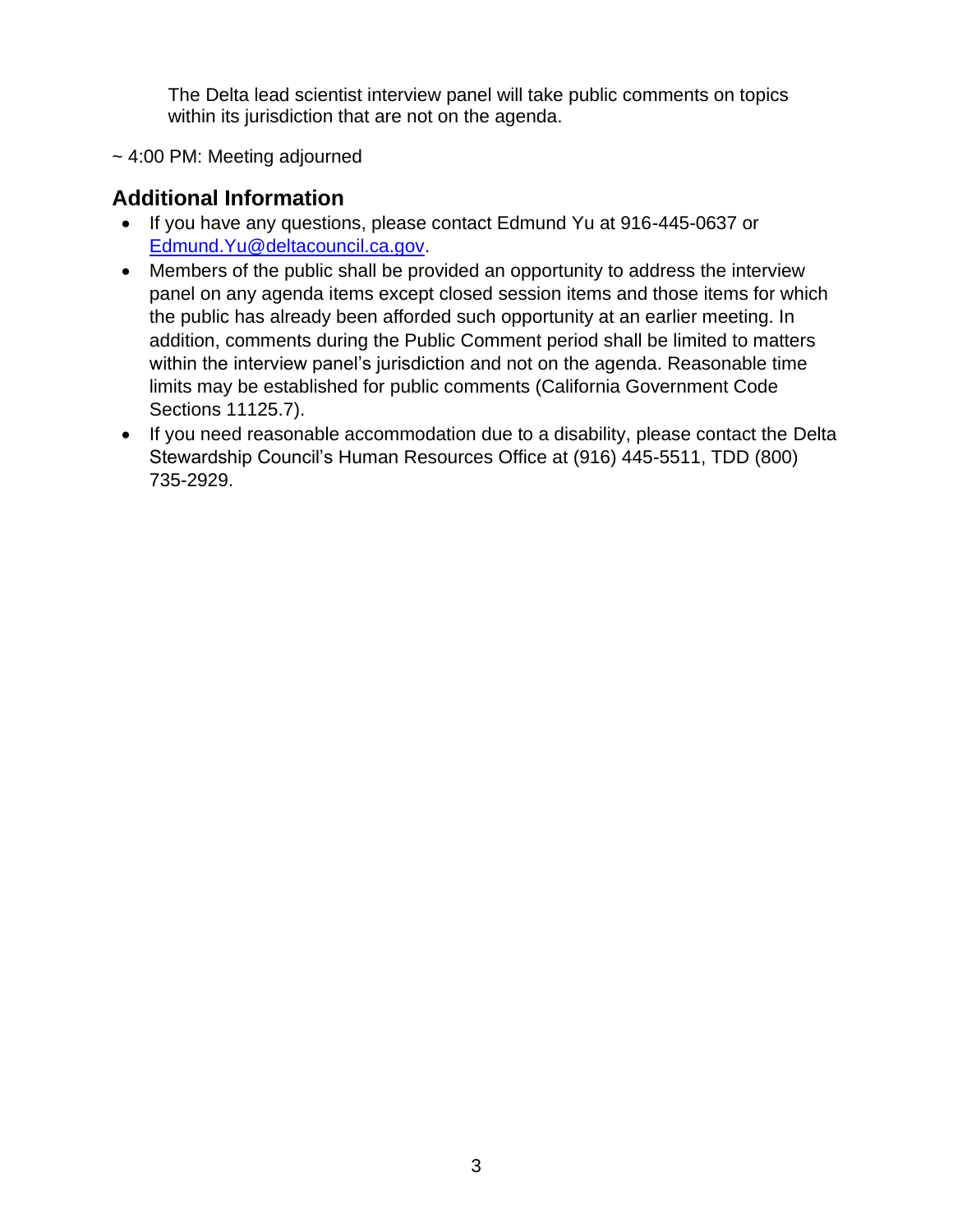The Delta lead scientist interview panel will take public comments on topics within its jurisdiction that are not on the agenda.

~ 4:00 PM: Meeting adjourned

## Additional Information

- If you have any questions, please contact Edmund Yu at 916-445-0637 or [Edmund.Yu@deltacouncil.ca.gov](mailto:Edmund.Yu@deltacouncil.ca.gov).
- Members of the public shall be provided an opportunity to address the interview panel on any agenda items except closed session items and those items for which the public has already been afforded such opportunity at an earlier meeting. In addition, comments during the Public Comment period shall be limited to matters within the interview panel's jurisdiction and not on the agenda. Reasonable time limits may be established for public comments (California Government Code Sections 11125.7).
- If you need reasonable accommodation due to a disability, please contact the Delta Stewardship Council's Human Resources Office at (916) 445-5511, TDD (800) 735-2929.